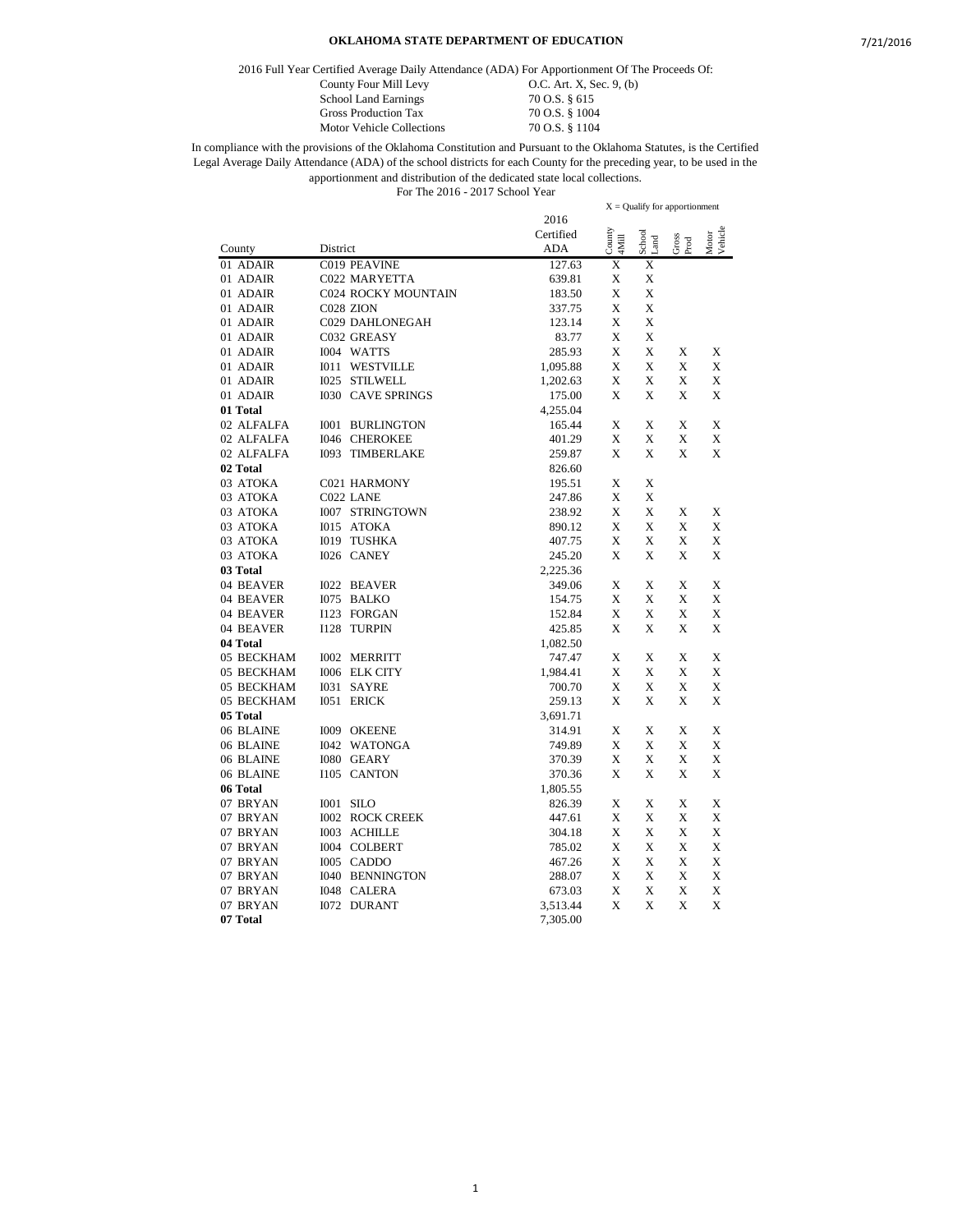# OKLAHOMA STATE DEPARTMENT OF EDUCATION

2016 Full Year Certified Average Daily Attendance (ADA) For Apportionment Of The Proceeds Of:

| | |
|---|---|
| County Four Mill Levy | O.C. Art. X, Sec. 9, (b) |
| School Land Earnings | 70 O.S. § 615 |
| Gross Production Tax | 70 O.S. § 1004 |
| Motor Vehicle Collections | 70 O.S. § 1104 |

In compliance with the provisions of the Oklahoma Constitution and Pursuant to the Oklahoma Statutes, is the Certified Legal Average Daily Attendance (ADA) of the school districts for each County for the preceding year, to be used in the apportionment and distribution of the dedicated state local collections.

For The 2016 - 2017 School Year

X = Qualify for apportionment

| County | District | 2016 Certified ADA | County 4Mill | School Land | Gross Prod | Motor Vehicle |
|---|---|---|---|---|---|---|
| 01 ADAIR | C019 PEAVINE | 127.63 | X | X | | |
| 01 ADAIR | C022 MARYETTA | 639.81 | X | X | | |
| 01 ADAIR | C024 ROCKY MOUNTAIN | 183.50 | X | X | | |
| 01 ADAIR | C028 ZION | 337.75 | X | X | | |
| 01 ADAIR | C029 DAHLONEGAH | 123.14 | X | X | | |
| 01 ADAIR | C032 GREASY | 83.77 | X | X | | |
| 01 ADAIR | I004 WATTS | 285.93 | X | X | X | X |
| 01 ADAIR | I011 WESTVILLE | 1,095.88 | X | X | X | X |
| 01 ADAIR | I025 STILWELL | 1,202.63 | X | X | X | X |
| 01 ADAIR | I030 CAVE SPRINGS | 175.00 | X | X | X | X |
| **01 Total** | | 4,255.04 | | | | |
| 02 ALFALFA | I001 BURLINGTON | 165.44 | X | X | X | X |
| 02 ALFALFA | I046 CHEROKEE | 401.29 | X | X | X | X |
| 02 ALFALFA | I093 TIMBERLAKE | 259.87 | X | X | X | X |
| **02 Total** | | 826.60 | | | | |
| 03 ATOKA | C021 HARMONY | 195.51 | X | X | | |
| 03 ATOKA | C022 LANE | 247.86 | X | X | | |
| 03 ATOKA | I007 STRINGTOWN | 238.92 | X | X | X | X |
| 03 ATOKA | I015 ATOKA | 890.12 | X | X | X | X |
| 03 ATOKA | I019 TUSHKA | 407.75 | X | X | X | X |
| 03 ATOKA | I026 CANEY | 245.20 | X | X | X | X |
| **03 Total** | | 2,225.36 | | | | |
| 04 BEAVER | I022 BEAVER | 349.06 | X | X | X | X |
| 04 BEAVER | I075 BALKO | 154.75 | X | X | X | X |
| 04 BEAVER | I123 FORGAN | 152.84 | X | X | X | X |
| 04 BEAVER | I128 TURPIN | 425.85 | X | X | X | X |
| **04 Total** | | 1,082.50 | | | | |
| 05 BECKHAM | I002 MERRITT | 747.47 | X | X | X | X |
| 05 BECKHAM | I006 ELK CITY | 1,984.41 | X | X | X | X |
| 05 BECKHAM | I031 SAYRE | 700.70 | X | X | X | X |
| 05 BECKHAM | I051 ERICK | 259.13 | X | X | X | X |
| **05 Total** | | 3,691.71 | | | | |
| 06 BLAINE | I009 OKEENE | 314.91 | X | X | X | X |
| 06 BLAINE | I042 WATONGA | 749.89 | X | X | X | X |
| 06 BLAINE | I080 GEARY | 370.39 | X | X | X | X |
| 06 BLAINE | I105 CANTON | 370.36 | X | X | X | X |
| **06 Total** | | 1,805.55 | | | | |
| 07 BRYAN | I001 SILO | 826.39 | X | X | X | X |
| 07 BRYAN | I002 ROCK CREEK | 447.61 | X | X | X | X |
| 07 BRYAN | I003 ACHILLE | 304.18 | X | X | X | X |
| 07 BRYAN | I004 COLBERT | 785.02 | X | X | X | X |
| 07 BRYAN | I005 CADDO | 467.26 | X | X | X | X |
| 07 BRYAN | I040 BENNINGTON | 288.07 | X | X | X | X |
| 07 BRYAN | I048 CALERA | 673.03 | X | X | X | X |
| 07 BRYAN | I072 DURANT | 3,513.44 | X | X | X | X |
| **07 Total** | | 7,305.00 | | | | |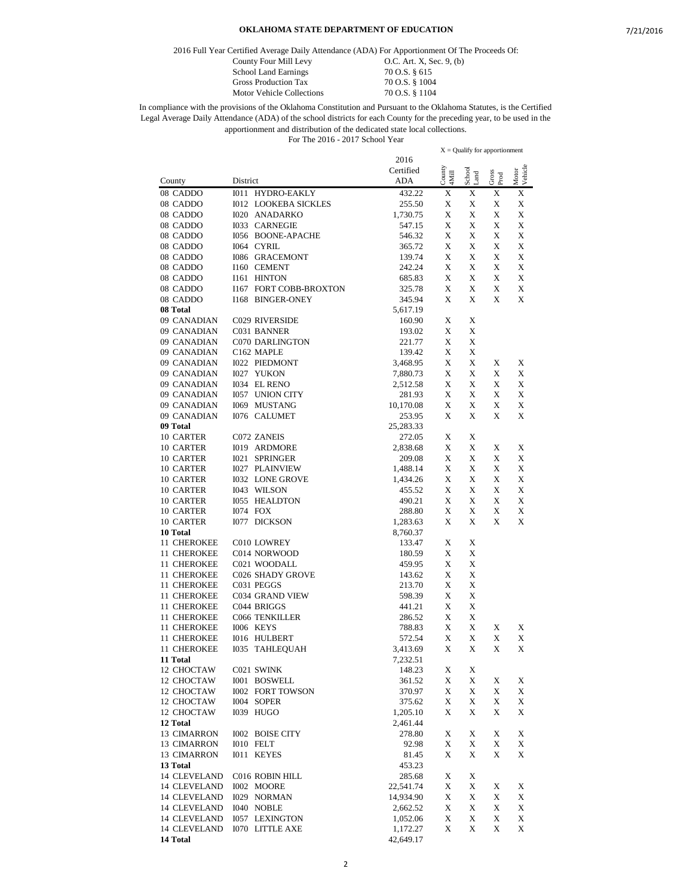## OKLAHOMA STATE DEPARTMENT OF EDUCATION

2016 Full Year Certified Average Daily Attendance (ADA) For Apportionment Of The Proceeds Of:

| | |
|---|---|
| County Four Mill Levy | O.C. Art. X, Sec. 9, (b) |
| School Land Earnings | 70 O.S. § 615 |
| Gross Production Tax | 70 O.S. § 1004 |
| Motor Vehicle Collections | 70 O.S. § 1104 |

In compliance with the provisions of the Oklahoma Constitution and Pursuant to the Oklahoma Statutes, is the Certified Legal Average Daily Attendance (ADA) of the school districts for each County for the preceding year, to be used in the apportionment and distribution of the dedicated state local collections.

For The 2016 - 2017 School Year

X = Qualify for apportionment

| County | District | 2016 Certified ADA | County 4Mill | School Land | Gross Prod | Motor Vehicle |
|---|---|---|---|---|---|---|
| 08 CADDO | I011 HYDRO-EAKLY | 432.22 | X | X | X | X |
| 08 CADDO | I012 LOOKEBA SICKLES | 255.50 | X | X | X | X |
| 08 CADDO | I020 ANADARKO | 1,730.75 | X | X | X | X |
| 08 CADDO | I033 CARNEGIE | 547.15 | X | X | X | X |
| 08 CADDO | I056 BOONE-APACHE | 546.32 | X | X | X | X |
| 08 CADDO | I064 CYRIL | 365.72 | X | X | X | X |
| 08 CADDO | I086 GRACEMONT | 139.74 | X | X | X | X |
| 08 CADDO | I160 CEMENT | 242.24 | X | X | X | X |
| 08 CADDO | I161 HINTON | 685.83 | X | X | X | X |
| 08 CADDO | I167 FORT COBB-BROXTON | 325.78 | X | X | X | X |
| 08 CADDO | I168 BINGER-ONEY | 345.94 | X | X | X | X |
| **08 Total** | | 5,617.19 | | | | |
| 09 CANADIAN | C029 RIVERSIDE | 160.90 | X | X | | |
| 09 CANADIAN | C031 BANNER | 193.02 | X | X | | |
| 09 CANADIAN | C070 DARLINGTON | 221.77 | X | X | | |
| 09 CANADIAN | C162 MAPLE | 139.42 | X | X | | |
| 09 CANADIAN | I022 PIEDMONT | 3,468.95 | X | X | X | X |
| 09 CANADIAN | I027 YUKON | 7,880.73 | X | X | X | X |
| 09 CANADIAN | I034 EL RENO | 2,512.58 | X | X | X | X |
| 09 CANADIAN | I057 UNION CITY | 281.93 | X | X | X | X |
| 09 CANADIAN | I069 MUSTANG | 10,170.08 | X | X | X | X |
| 09 CANADIAN | I076 CALUMET | 253.95 | X | X | X | X |
| **09 Total** | | 25,283.33 | | | | |
| 10 CARTER | C072 ZANEIS | 272.05 | X | X | | |
| 10 CARTER | I019 ARDMORE | 2,838.68 | X | X | X | X |
| 10 CARTER | I021 SPRINGER | 209.08 | X | X | X | X |
| 10 CARTER | I027 PLAINVIEW | 1,488.14 | X | X | X | X |
| 10 CARTER | I032 LONE GROVE | 1,434.26 | X | X | X | X |
| 10 CARTER | I043 WILSON | 455.52 | X | X | X | X |
| 10 CARTER | I055 HEALDTON | 490.21 | X | X | X | X |
| 10 CARTER | I074 FOX | 288.80 | X | X | X | X |
| 10 CARTER | I077 DICKSON | 1,283.63 | X | X | X | X |
| **10 Total** | | 8,760.37 | | | | |
| 11 CHEROKEE | C010 LOWREY | 133.47 | X | X | | |
| 11 CHEROKEE | C014 NORWOOD | 180.59 | X | X | | |
| 11 CHEROKEE | C021 WOODALL | 459.95 | X | X | | |
| 11 CHEROKEE | C026 SHADY GROVE | 143.62 | X | X | | |
| 11 CHEROKEE | C031 PEGGS | 213.70 | X | X | | |
| 11 CHEROKEE | C034 GRAND VIEW | 598.39 | X | X | | |
| 11 CHEROKEE | C044 BRIGGS | 441.21 | X | X | | |
| 11 CHEROKEE | C066 TENKILLER | 286.52 | X | X | | |
| 11 CHEROKEE | I006 KEYS | 788.83 | X | X | X | X |
| 11 CHEROKEE | I016 HULBERT | 572.54 | X | X | X | X |
| 11 CHEROKEE | I035 TAHLEQUAH | 3,413.69 | X | X | X | X |
| **11 Total** | | 7,232.51 | | | | |
| 12 CHOCTAW | C021 SWINK | 148.23 | X | X | | |
| 12 CHOCTAW | I001 BOSWELL | 361.52 | X | X | X | X |
| 12 CHOCTAW | I002 FORT TOWSON | 370.97 | X | X | X | X |
| 12 CHOCTAW | I004 SOPER | 375.62 | X | X | X | X |
| 12 CHOCTAW | I039 HUGO | 1,205.10 | X | X | X | X |
| **12 Total** | | 2,461.44 | | | | |
| 13 CIMARRON | I002 BOISE CITY | 278.80 | X | X | X | X |
| 13 CIMARRON | I010 FELT | 92.98 | X | X | X | X |
| 13 CIMARRON | I011 KEYES | 81.45 | X | X | X | X |
| **13 Total** | | 453.23 | | | | |
| 14 CLEVELAND | C016 ROBIN HILL | 285.68 | X | X | | |
| 14 CLEVELAND | I002 MOORE | 22,541.74 | X | X | X | X |
| 14 CLEVELAND | I029 NORMAN | 14,934.90 | X | X | X | X |
| 14 CLEVELAND | I040 NOBLE | 2,662.52 | X | X | X | X |
| 14 CLEVELAND | I057 LEXINGTON | 1,052.06 | X | X | X | X |
| 14 CLEVELAND | I070 LITTLE AXE | 1,172.27 | X | X | X | X |
| **14 Total** | | 42,649.17 | | | | |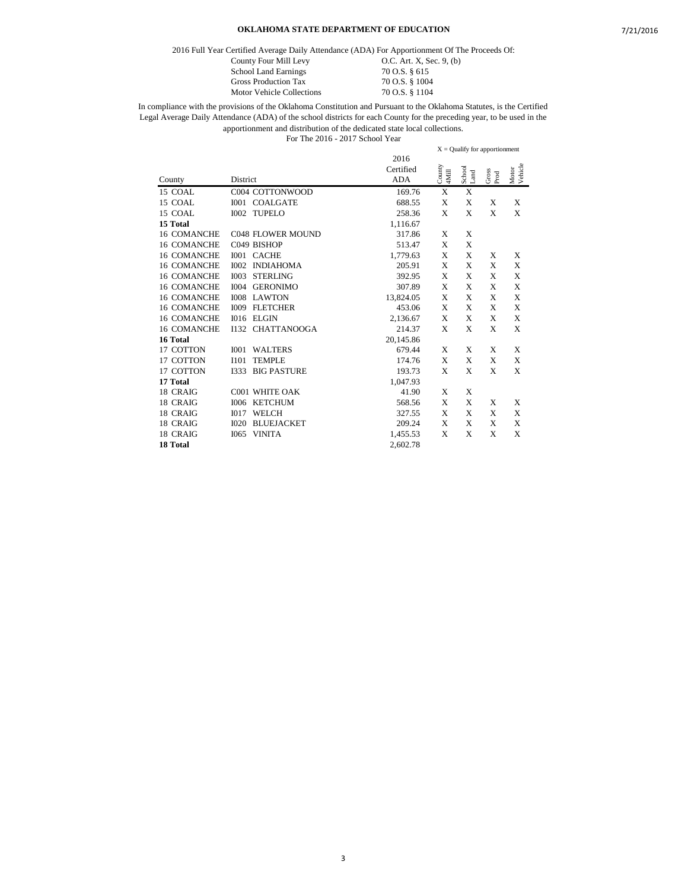**OKLAHOMA STATE DEPARTMENT OF EDUCATION**

2016 Full Year Certified Average Daily Attendance (ADA) For Apportionment Of The Proceeds Of:

| | |
|---|---|
| County Four Mill Levy | O.C. Art. X, Sec. 9, (b) |
| School Land Earnings | 70 O.S. § 615 |
| Gross Production Tax | 70 O.S. § 1004 |
| Motor Vehicle Collections | 70 O.S. § 1104 |

In compliance with the provisions of the Oklahoma Constitution and Pursuant to the Oklahoma Statutes, is the Certified Legal Average Daily Attendance (ADA) of the school districts for each County for the preceding year, to be used in the apportionment and distribution of the dedicated state local collections.

For The 2016 - 2017 School Year

X = Qualify for apportionment

| County | District | 2016 Certified ADA | County 4Mill | School Land | Gross Prod | Motor Vehicle |
|---|---|---|---|---|---|---|
| 15 COAL | C004 COTTONWOOD | 169.76 | X | X | | |
| 15 COAL | I001 COALGATE | 688.55 | X | X | X | X |
| 15 COAL | I002 TUPELO | 258.36 | X | X | X | X |
| **15 Total** | | 1,116.67 | | | | |
| 16 COMANCHE | C048 FLOWER MOUND | 317.86 | X | X | | |
| 16 COMANCHE | C049 BISHOP | 513.47 | X | X | | |
| 16 COMANCHE | I001 CACHE | 1,779.63 | X | X | X | X |
| 16 COMANCHE | I002 INDIAHOMA | 205.91 | X | X | X | X |
| 16 COMANCHE | I003 STERLING | 392.95 | X | X | X | X |
| 16 COMANCHE | I004 GERONIMO | 307.89 | X | X | X | X |
| 16 COMANCHE | I008 LAWTON | 13,824.05 | X | X | X | X |
| 16 COMANCHE | I009 FLETCHER | 453.06 | X | X | X | X |
| 16 COMANCHE | I016 ELGIN | 2,136.67 | X | X | X | X |
| 16 COMANCHE | I132 CHATTANOOGA | 214.37 | X | X | X | X |
| **16 Total** | | 20,145.86 | | | | |
| 17 COTTON | I001 WALTERS | 679.44 | X | X | X | X |
| 17 COTTON | I101 TEMPLE | 174.76 | X | X | X | X |
| 17 COTTON | I333 BIG PASTURE | 193.73 | X | X | X | X |
| **17 Total** | | 1,047.93 | | | | |
| 18 CRAIG | C001 WHITE OAK | 41.90 | X | X | | |
| 18 CRAIG | I006 KETCHUM | 568.56 | X | X | X | X |
| 18 CRAIG | I017 WELCH | 327.55 | X | X | X | X |
| 18 CRAIG | I020 BLUEJACKET | 209.24 | X | X | X | X |
| 18 CRAIG | I065 VINITA | 1,455.53 | X | X | X | X |
| **18 Total** | | 2,602.78 | | | | |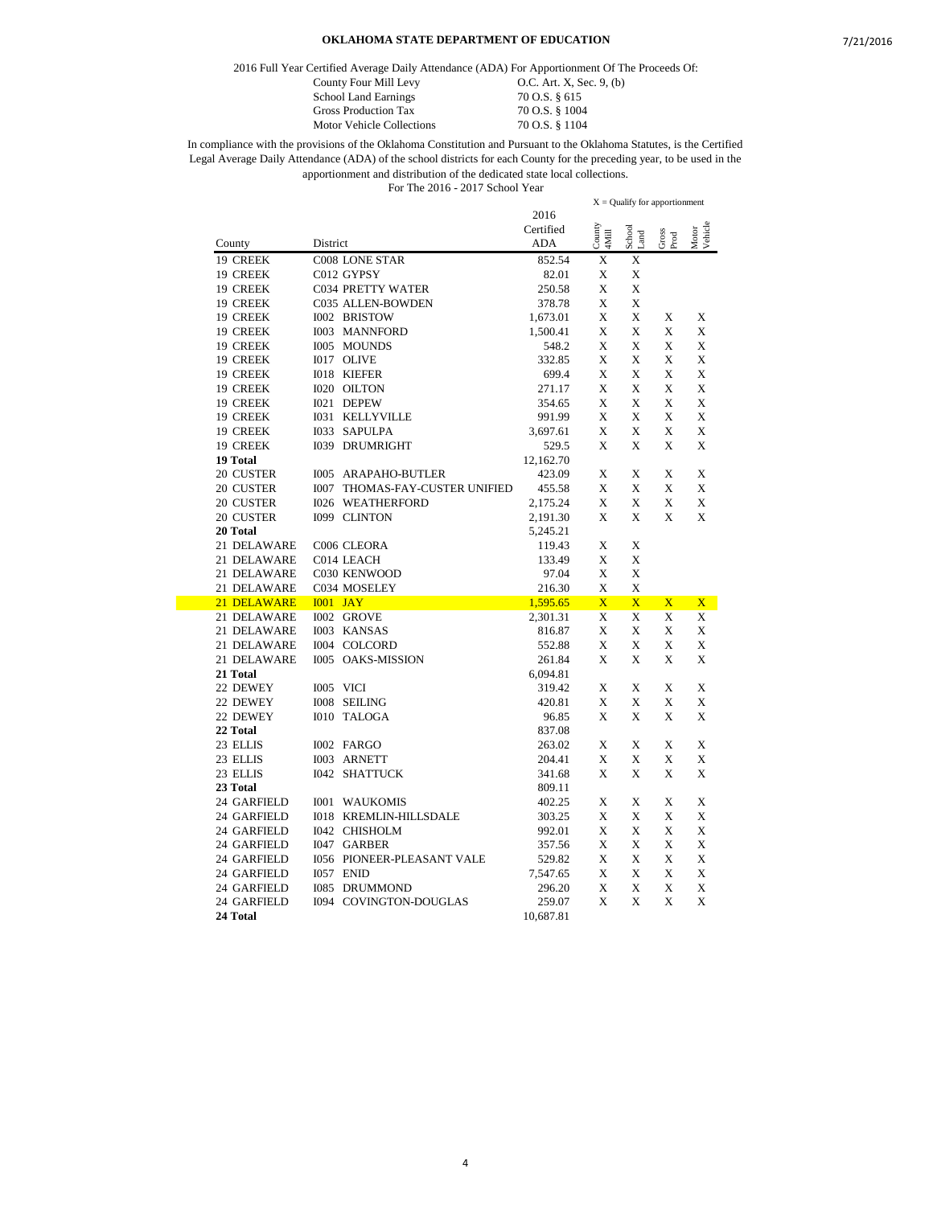**OKLAHOMA STATE DEPARTMENT OF EDUCATION**

2016 Full Year Certified Average Daily Attendance (ADA) For Apportionment Of The Proceeds Of:

| | |
|---|---|
| County Four Mill Levy | O.C. Art. X, Sec. 9, (b) |
| School Land Earnings | 70 O.S. § 615 |
| Gross Production Tax | 70 O.S. § 1004 |
| Motor Vehicle Collections | 70 O.S. § 1104 |

In compliance with the provisions of the Oklahoma Constitution and Pursuant to the Oklahoma Statutes, is the Certified Legal Average Daily Attendance (ADA) of the school districts for each County for the preceding year, to be used in the apportionment and distribution of the dedicated state local collections.

For The 2016 - 2017 School Year

X = Qualify for apportionment

| County | District | 2016 Certified ADA | County 4Mill | School Land | Gross Prod | Motor Vehicle |
|---|---|---|---|---|---|---|
| 19 CREEK | C008 LONE STAR | 852.54 | X | X | | |
| 19 CREEK | C012 GYPSY | 82.01 | X | X | | |
| 19 CREEK | C034 PRETTY WATER | 250.58 | X | X | | |
| 19 CREEK | C035 ALLEN-BOWDEN | 378.78 | X | X | | |
| 19 CREEK | I002 BRISTOW | 1,673.01 | X | X | X | X |
| 19 CREEK | I003 MANNFORD | 1,500.41 | X | X | X | X |
| 19 CREEK | I005 MOUNDS | 548.2 | X | X | X | X |
| 19 CREEK | I017 OLIVE | 332.85 | X | X | X | X |
| 19 CREEK | I018 KIEFER | 699.4 | X | X | X | X |
| 19 CREEK | I020 OILTON | 271.17 | X | X | X | X |
| 19 CREEK | I021 DEPEW | 354.65 | X | X | X | X |
| 19 CREEK | I031 KELLYVILLE | 991.99 | X | X | X | X |
| 19 CREEK | I033 SAPULPA | 3,697.61 | X | X | X | X |
| 19 CREEK | I039 DRUMRIGHT | 529.5 | X | X | X | X |
| **19 Total** | | 12,162.70 | | | | |
| 20 CUSTER | I005 ARAPAHO-BUTLER | 423.09 | X | X | X | X |
| 20 CUSTER | I007 THOMAS-FAY-CUSTER UNIFIED | 455.58 | X | X | X | X |
| 20 CUSTER | I026 WEATHERFORD | 2,175.24 | X | X | X | X |
| 20 CUSTER | I099 CLINTON | 2,191.30 | X | X | X | X |
| **20 Total** | | 5,245.21 | | | | |
| 21 DELAWARE | C006 CLEORA | 119.43 | X | X | | |
| 21 DELAWARE | C014 LEACH | 133.49 | X | X | | |
| 21 DELAWARE | C030 KENWOOD | 97.04 | X | X | | |
| 21 DELAWARE | C034 MOSELEY | 216.30 | X | X | | |
| 21 DELAWARE | I001 JAY | 1,595.65 | X | X | X | X |
| 21 DELAWARE | I002 GROVE | 2,301.31 | X | X | X | X |
| 21 DELAWARE | I003 KANSAS | 816.87 | X | X | X | X |
| 21 DELAWARE | I004 COLCORD | 552.88 | X | X | X | X |
| 21 DELAWARE | I005 OAKS-MISSION | 261.84 | X | X | X | X |
| **21 Total** | | 6,094.81 | | | | |
| 22 DEWEY | I005 VICI | 319.42 | X | X | X | X |
| 22 DEWEY | I008 SEILING | 420.81 | X | X | X | X |
| 22 DEWEY | I010 TALOGA | 96.85 | X | X | X | X |
| **22 Total** | | 837.08 | | | | |
| 23 ELLIS | I002 FARGO | 263.02 | X | X | X | X |
| 23 ELLIS | I003 ARNETT | 204.41 | X | X | X | X |
| 23 ELLIS | I042 SHATTUCK | 341.68 | X | X | X | X |
| **23 Total** | | 809.11 | | | | |
| 24 GARFIELD | I001 WAUKOMIS | 402.25 | X | X | X | X |
| 24 GARFIELD | I018 KREMLIN-HILLSDALE | 303.25 | X | X | X | X |
| 24 GARFIELD | I042 CHISHOLM | 992.01 | X | X | X | X |
| 24 GARFIELD | I047 GARBER | 357.56 | X | X | X | X |
| 24 GARFIELD | I056 PIONEER-PLEASANT VALE | 529.82 | X | X | X | X |
| 24 GARFIELD | I057 ENID | 7,547.65 | X | X | X | X |
| 24 GARFIELD | I085 DRUMMOND | 296.20 | X | X | X | X |
| 24 GARFIELD | I094 COVINGTON-DOUGLAS | 259.07 | X | X | X | X |
| **24 Total** | | 10,687.81 | | | | |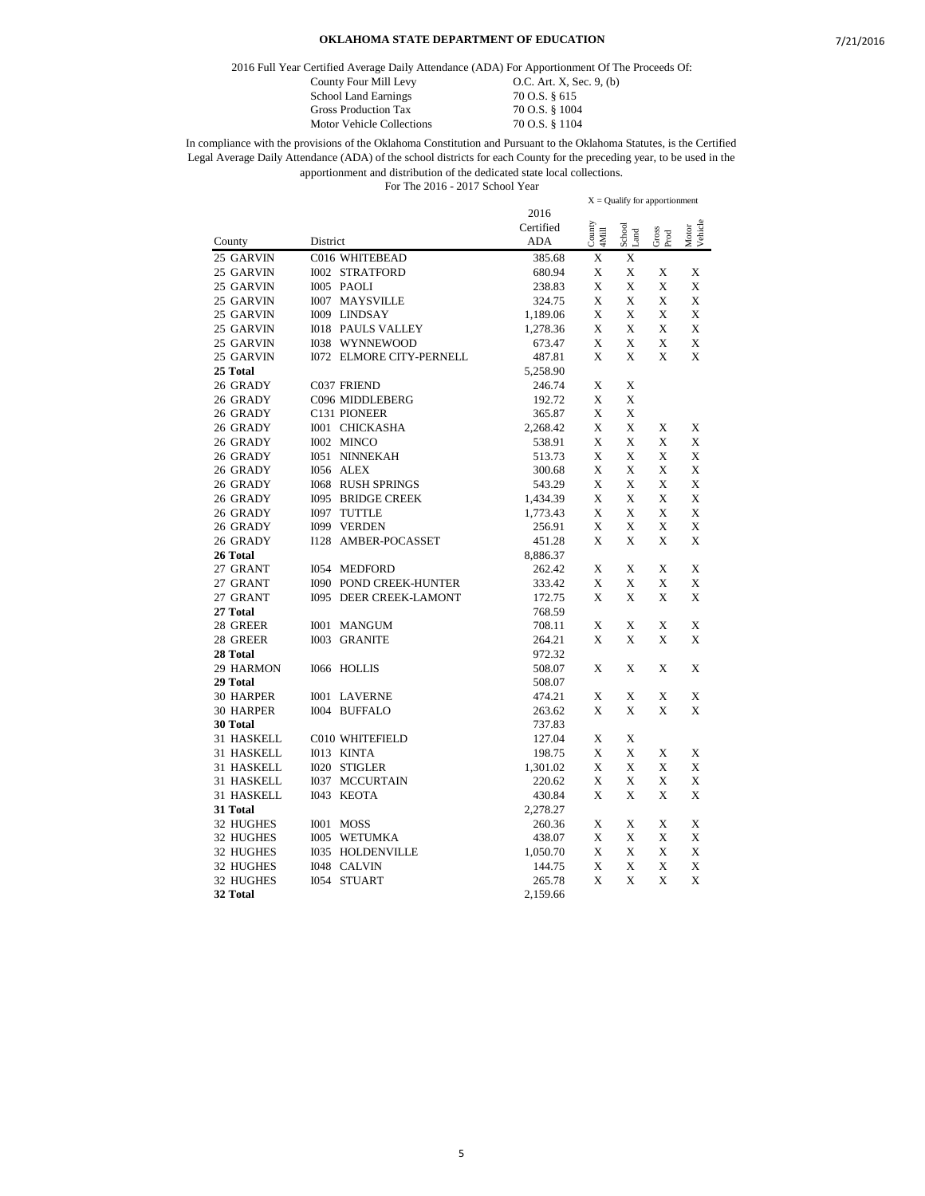**OKLAHOMA STATE DEPARTMENT OF EDUCATION**

2016 Full Year Certified Average Daily Attendance (ADA) For Apportionment Of The Proceeds Of:

| | |
|---|---|
| County Four Mill Levy | O.C. Art. X, Sec. 9, (b) |
| School Land Earnings | 70 O.S. § 615 |
| Gross Production Tax | 70 O.S. § 1004 |
| Motor Vehicle Collections | 70 O.S. § 1104 |

In compliance with the provisions of the Oklahoma Constitution and Pursuant to the Oklahoma Statutes, is the Certified Legal Average Daily Attendance (ADA) of the school districts for each County for the preceding year, to be used in the apportionment and distribution of the dedicated state local collections.

For The 2016 - 2017 School Year

X = Qualify for apportionment

| County | District | 2016 Certified ADA | County 4Mill | School Land | Gross Prod | Motor Vehicle |
|---|---|---|---|---|---|---|
| 25 GARVIN | C016 WHITEBEAD | 385.68 | X | X | | |
| 25 GARVIN | I002 STRATFORD | 680.94 | X | X | X | X |
| 25 GARVIN | I005 PAOLI | 238.83 | X | X | X | X |
| 25 GARVIN | I007 MAYSVILLE | 324.75 | X | X | X | X |
| 25 GARVIN | I009 LINDSAY | 1,189.06 | X | X | X | X |
| 25 GARVIN | I018 PAULS VALLEY | 1,278.36 | X | X | X | X |
| 25 GARVIN | I038 WYNNEWOOD | 673.47 | X | X | X | X |
| 25 GARVIN | I072 ELMORE CITY-PERNELL | 487.81 | X | X | X | X |
| **25 Total** | | 5,258.90 | | | | |
| 26 GRADY | C037 FRIEND | 246.74 | X | X | | |
| 26 GRADY | C096 MIDDLEBERG | 192.72 | X | X | | |
| 26 GRADY | C131 PIONEER | 365.87 | X | X | | |
| 26 GRADY | I001 CHICKASHA | 2,268.42 | X | X | X | X |
| 26 GRADY | I002 MINCO | 538.91 | X | X | X | X |
| 26 GRADY | I051 NINNEKAH | 513.73 | X | X | X | X |
| 26 GRADY | I056 ALEX | 300.68 | X | X | X | X |
| 26 GRADY | I068 RUSH SPRINGS | 543.29 | X | X | X | X |
| 26 GRADY | I095 BRIDGE CREEK | 1,434.39 | X | X | X | X |
| 26 GRADY | I097 TUTTLE | 1,773.43 | X | X | X | X |
| 26 GRADY | I099 VERDEN | 256.91 | X | X | X | X |
| 26 GRADY | I128 AMBER-POCASSET | 451.28 | X | X | X | X |
| **26 Total** | | 8,886.37 | | | | |
| 27 GRANT | I054 MEDFORD | 262.42 | X | X | X | X |
| 27 GRANT | I090 POND CREEK-HUNTER | 333.42 | X | X | X | X |
| 27 GRANT | I095 DEER CREEK-LAMONT | 172.75 | X | X | X | X |
| **27 Total** | | 768.59 | | | | |
| 28 GREER | I001 MANGUM | 708.11 | X | X | X | X |
| 28 GREER | I003 GRANITE | 264.21 | X | X | X | X |
| **28 Total** | | 972.32 | | | | |
| 29 HARMON | I066 HOLLIS | 508.07 | X | X | X | X |
| **29 Total** | | 508.07 | | | | |
| 30 HARPER | I001 LAVERNE | 474.21 | X | X | X | X |
| 30 HARPER | I004 BUFFALO | 263.62 | X | X | X | X |
| **30 Total** | | 737.83 | | | | |
| 31 HASKELL | C010 WHITEFIELD | 127.04 | X | X | | |
| 31 HASKELL | I013 KINTA | 198.75 | X | X | X | X |
| 31 HASKELL | I020 STIGLER | 1,301.02 | X | X | X | X |
| 31 HASKELL | I037 MCCURTAIN | 220.62 | X | X | X | X |
| 31 HASKELL | I043 KEOTA | 430.84 | X | X | X | X |
| **31 Total** | | 2,278.27 | | | | |
| 32 HUGHES | I001 MOSS | 260.36 | X | X | X | X |
| 32 HUGHES | I005 WETUMKA | 438.07 | X | X | X | X |
| 32 HUGHES | I035 HOLDENVILLE | 1,050.70 | X | X | X | X |
| 32 HUGHES | I048 CALVIN | 144.75 | X | X | X | X |
| 32 HUGHES | I054 STUART | 265.78 | X | X | X | X |
| **32 Total** | | 2,159.66 | | | | |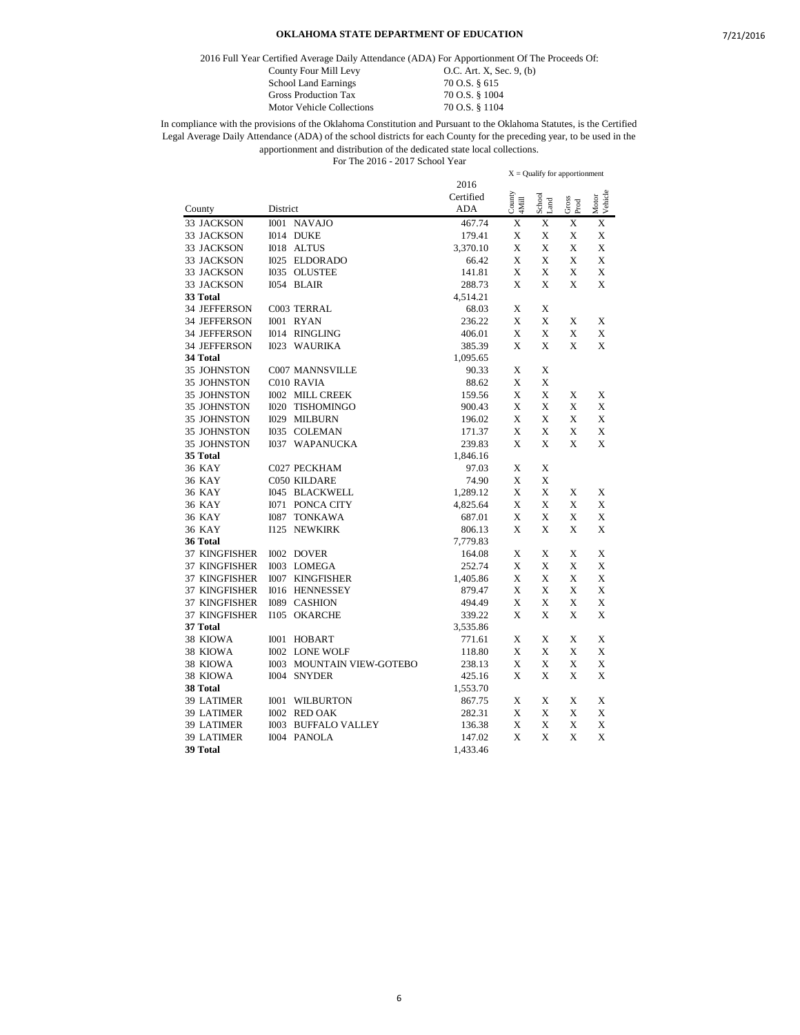**OKLAHOMA STATE DEPARTMENT OF EDUCATION**

2016 Full Year Certified Average Daily Attendance (ADA) For Apportionment Of The Proceeds Of:

| | |
|---|---|
| County Four Mill Levy | O.C. Art. X, Sec. 9, (b) |
| School Land Earnings | 70 O.S. § 615 |
| Gross Production Tax | 70 O.S. § 1004 |
| Motor Vehicle Collections | 70 O.S. § 1104 |

In compliance with the provisions of the Oklahoma Constitution and Pursuant to the Oklahoma Statutes, is the Certified Legal Average Daily Attendance (ADA) of the school districts for each County for the preceding year, to be used in the apportionment and distribution of the dedicated state local collections.

For The 2016 - 2017 School Year

X = Qualify for apportionment

| County | District | 2016 Certified ADA | County 4Mill | School Land | Gross Prod | Motor Vehicle |
|---|---|---|---|---|---|---|
| 33 JACKSON | I001 NAVAJO | 467.74 | X | X | X | X |
| 33 JACKSON | I014 DUKE | 179.41 | X | X | X | X |
| 33 JACKSON | I018 ALTUS | 3,370.10 | X | X | X | X |
| 33 JACKSON | I025 ELDORADO | 66.42 | X | X | X | X |
| 33 JACKSON | I035 OLUSTEE | 141.81 | X | X | X | X |
| 33 JACKSON | I054 BLAIR | 288.73 | X | X | X | X |
| **33 Total** | | 4,514.21 | | | | |
| 34 JEFFERSON | C003 TERRAL | 68.03 | X | X | | |
| 34 JEFFERSON | I001 RYAN | 236.22 | X | X | X | X |
| 34 JEFFERSON | I014 RINGLING | 406.01 | X | X | X | X |
| 34 JEFFERSON | I023 WAURIKA | 385.39 | X | X | X | X |
| **34 Total** | | 1,095.65 | | | | |
| 35 JOHNSTON | C007 MANNSVILLE | 90.33 | X | X | | |
| 35 JOHNSTON | C010 RAVIA | 88.62 | X | X | | |
| 35 JOHNSTON | I002 MILL CREEK | 159.56 | X | X | X | X |
| 35 JOHNSTON | I020 TISHOMINGO | 900.43 | X | X | X | X |
| 35 JOHNSTON | I029 MILBURN | 196.02 | X | X | X | X |
| 35 JOHNSTON | I035 COLEMAN | 171.37 | X | X | X | X |
| 35 JOHNSTON | I037 WAPANUCKA | 239.83 | X | X | X | X |
| **35 Total** | | 1,846.16 | | | | |
| 36 KAY | C027 PECKHAM | 97.03 | X | X | | |
| 36 KAY | C050 KILDARE | 74.90 | X | X | | |
| 36 KAY | I045 BLACKWELL | 1,289.12 | X | X | X | X |
| 36 KAY | I071 PONCA CITY | 4,825.64 | X | X | X | X |
| 36 KAY | I087 TONKAWA | 687.01 | X | X | X | X |
| 36 KAY | I125 NEWKIRK | 806.13 | X | X | X | X |
| **36 Total** | | 7,779.83 | | | | |
| 37 KINGFISHER | I002 DOVER | 164.08 | X | X | X | X |
| 37 KINGFISHER | I003 LOMEGA | 252.74 | X | X | X | X |
| 37 KINGFISHER | I007 KINGFISHER | 1,405.86 | X | X | X | X |
| 37 KINGFISHER | I016 HENNESSEY | 879.47 | X | X | X | X |
| 37 KINGFISHER | I089 CASHION | 494.49 | X | X | X | X |
| 37 KINGFISHER | I105 OKARCHE | 339.22 | X | X | X | X |
| **37 Total** | | 3,535.86 | | | | |
| 38 KIOWA | I001 HOBART | 771.61 | X | X | X | X |
| 38 KIOWA | I002 LONE WOLF | 118.80 | X | X | X | X |
| 38 KIOWA | I003 MOUNTAIN VIEW-GOTEBO | 238.13 | X | X | X | X |
| 38 KIOWA | I004 SNYDER | 425.16 | X | X | X | X |
| **38 Total** | | 1,553.70 | | | | |
| 39 LATIMER | I001 WILBURTON | 867.75 | X | X | X | X |
| 39 LATIMER | I002 RED OAK | 282.31 | X | X | X | X |
| 39 LATIMER | I003 BUFFALO VALLEY | 136.38 | X | X | X | X |
| 39 LATIMER | I004 PANOLA | 147.02 | X | X | X | X |
| **39 Total** | | 1,433.46 | | | | |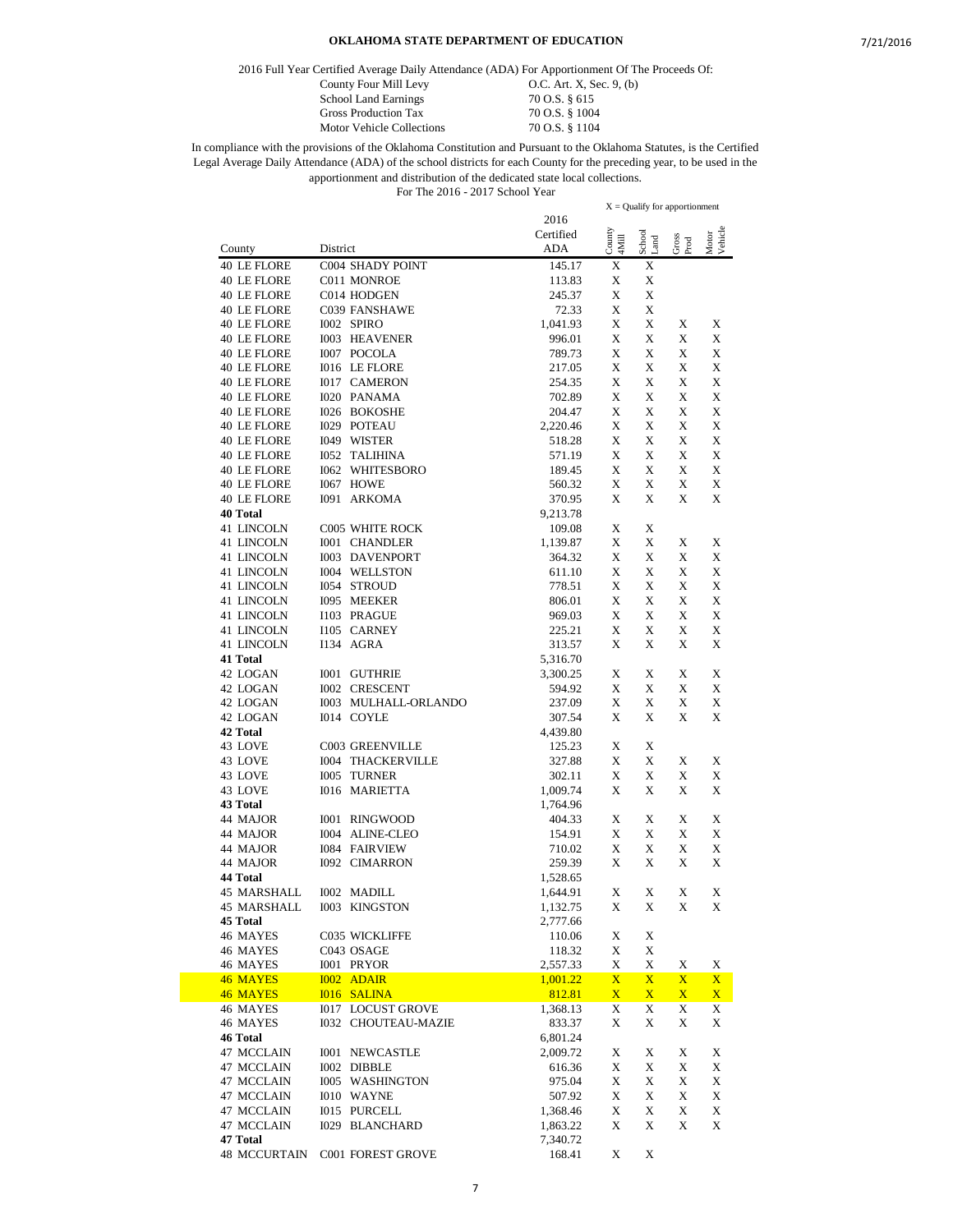## OKLAHOMA STATE DEPARTMENT OF EDUCATION

2016 Full Year Certified Average Daily Attendance (ADA) For Apportionment Of The Proceeds Of:

| | |
|---|---|
| County Four Mill Levy | O.C. Art. X, Sec. 9, (b) |
| School Land Earnings | 70 O.S. § 615 |
| Gross Production Tax | 70 O.S. § 1004 |
| Motor Vehicle Collections | 70 O.S. § 1104 |

In compliance with the provisions of the Oklahoma Constitution and Pursuant to the Oklahoma Statutes, is the Certified Legal Average Daily Attendance (ADA) of the school districts for each County for the preceding year, to be used in the apportionment and distribution of the dedicated state local collections.

For The 2016 - 2017 School Year

X = Qualify for apportionment

| County | District | 2016 Certified ADA | County 4Mill | School Land | Gross Prod | Motor Vehicle |
|---|---|---|---|---|---|---|
| 40 LE FLORE | C004 SHADY POINT | 145.17 | X | X | | |
| 40 LE FLORE | C011 MONROE | 113.83 | X | X | | |
| 40 LE FLORE | C014 HODGEN | 245.37 | X | X | | |
| 40 LE FLORE | C039 FANSHAWE | 72.33 | X | X | | |
| 40 LE FLORE | I002 SPIRO | 1,041.93 | X | X | X | X |
| 40 LE FLORE | I003 HEAVENER | 996.01 | X | X | X | X |
| 40 LE FLORE | I007 POCOLA | 789.73 | X | X | X | X |
| 40 LE FLORE | I016 LE FLORE | 217.05 | X | X | X | X |
| 40 LE FLORE | I017 CAMERON | 254.35 | X | X | X | X |
| 40 LE FLORE | I020 PANAMA | 702.89 | X | X | X | X |
| 40 LE FLORE | I026 BOKOSHE | 204.47 | X | X | X | X |
| 40 LE FLORE | I029 POTEAU | 2,220.46 | X | X | X | X |
| 40 LE FLORE | I049 WISTER | 518.28 | X | X | X | X |
| 40 LE FLORE | I052 TALIHINA | 571.19 | X | X | X | X |
| 40 LE FLORE | I062 WHITESBORO | 189.45 | X | X | X | X |
| 40 LE FLORE | I067 HOWE | 560.32 | X | X | X | X |
| 40 LE FLORE | I091 ARKOMA | 370.95 | X | X | X | X |
| **40 Total** | | 9,213.78 | | | | |
| 41 LINCOLN | C005 WHITE ROCK | 109.08 | X | X | | |
| 41 LINCOLN | I001 CHANDLER | 1,139.87 | X | X | X | X |
| 41 LINCOLN | I003 DAVENPORT | 364.32 | X | X | X | X |
| 41 LINCOLN | I004 WELLSTON | 611.10 | X | X | X | X |
| 41 LINCOLN | I054 STROUD | 778.51 | X | X | X | X |
| 41 LINCOLN | I095 MEEKER | 806.01 | X | X | X | X |
| 41 LINCOLN | I103 PRAGUE | 969.03 | X | X | X | X |
| 41 LINCOLN | I105 CARNEY | 225.21 | X | X | X | X |
| 41 LINCOLN | I134 AGRA | 313.57 | X | X | X | X |
| **41 Total** | | 5,316.70 | | | | |
| 42 LOGAN | I001 GUTHRIE | 3,300.25 | X | X | X | X |
| 42 LOGAN | I002 CRESCENT | 594.92 | X | X | X | X |
| 42 LOGAN | I003 MULHALL-ORLANDO | 237.09 | X | X | X | X |
| 42 LOGAN | I014 COYLE | 307.54 | X | X | X | X |
| **42 Total** | | 4,439.80 | | | | |
| 43 LOVE | C003 GREENVILLE | 125.23 | X | X | | |
| 43 LOVE | I004 THACKERVILLE | 327.88 | X | X | X | X |
| 43 LOVE | I005 TURNER | 302.11 | X | X | X | X |
| 43 LOVE | I016 MARIETTA | 1,009.74 | X | X | X | X |
| **43 Total** | | 1,764.96 | | | | |
| 44 MAJOR | I001 RINGWOOD | 404.33 | X | X | X | X |
| 44 MAJOR | I004 ALINE-CLEO | 154.91 | X | X | X | X |
| 44 MAJOR | I084 FAIRVIEW | 710.02 | X | X | X | X |
| 44 MAJOR | I092 CIMARRON | 259.39 | X | X | X | X |
| **44 Total** | | 1,528.65 | | | | |
| 45 MARSHALL | I002 MADILL | 1,644.91 | X | X | X | X |
| 45 MARSHALL | I003 KINGSTON | 1,132.75 | X | X | X | X |
| **45 Total** | | 2,777.66 | | | | |
| 46 MAYES | C035 WICKLIFFE | 110.06 | X | X | | |
| 46 MAYES | C043 OSAGE | 118.32 | X | X | | |
| 46 MAYES | I001 PRYOR | 2,557.33 | X | X | X | X |
| 46 MAYES | I002 ADAIR | 1,001.22 | X | X | X | X |
| 46 MAYES | I016 SALINA | 812.81 | X | X | X | X |
| 46 MAYES | I017 LOCUST GROVE | 1,368.13 | X | X | X | X |
| 46 MAYES | I032 CHOUTEAU-MAZIE | 833.37 | X | X | X | X |
| **46 Total** | | 6,801.24 | | | | |
| 47 MCCLAIN | I001 NEWCASTLE | 2,009.72 | X | X | X | X |
| 47 MCCLAIN | I002 DIBBLE | 616.36 | X | X | X | X |
| 47 MCCLAIN | I005 WASHINGTON | 975.04 | X | X | X | X |
| 47 MCCLAIN | I010 WAYNE | 507.92 | X | X | X | X |
| 47 MCCLAIN | I015 PURCELL | 1,368.46 | X | X | X | X |
| 47 MCCLAIN | I029 BLANCHARD | 1,863.22 | X | X | X | X |
| **47 Total** | | 7,340.72 | | | | |
| 48 MCCURTAIN | C001 FOREST GROVE | 168.41 | X | X | | |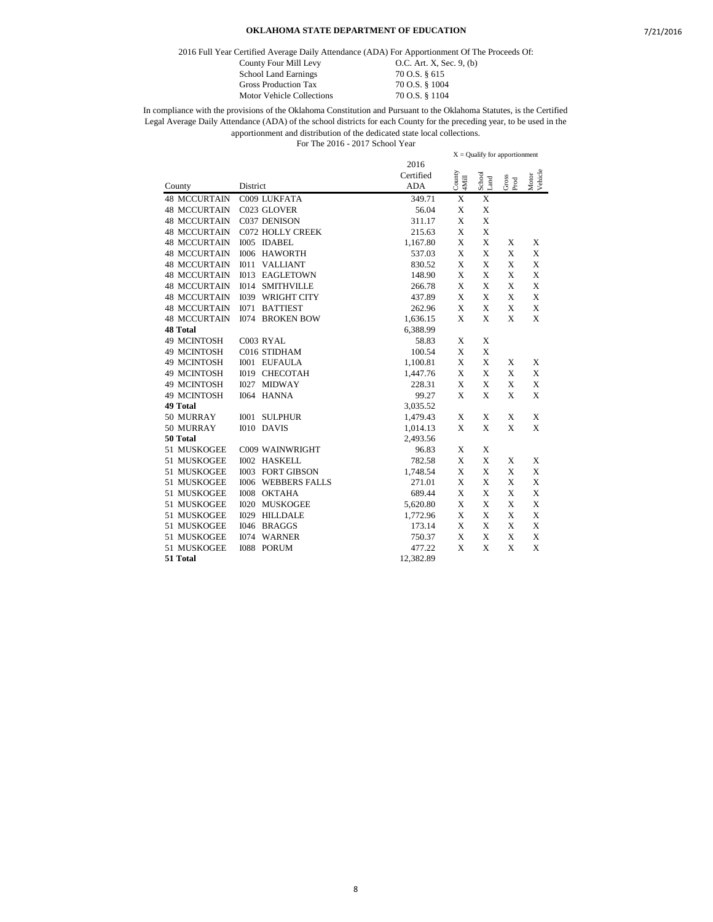**OKLAHOMA STATE DEPARTMENT OF EDUCATION**

2016 Full Year Certified Average Daily Attendance (ADA) For Apportionment Of The Proceeds Of:

| | |
|---|---|
| County Four Mill Levy | O.C. Art. X, Sec. 9, (b) |
| School Land Earnings | 70 O.S. § 615 |
| Gross Production Tax | 70 O.S. § 1004 |
| Motor Vehicle Collections | 70 O.S. § 1104 |

In compliance with the provisions of the Oklahoma Constitution and Pursuant to the Oklahoma Statutes, is the Certified Legal Average Daily Attendance (ADA) of the school districts for each County for the preceding year, to be used in the apportionment and distribution of the dedicated state local collections.

For The 2016 - 2017 School Year

X = Qualify for apportionment

| County | District | 2016 Certified ADA | County 4Mill | School Land | Gross Prod | Motor Vehicle |
|---|---|---|---|---|---|---|
| 48 MCCURTAIN | C009 LUKFATA | 349.71 | X | X | | |
| 48 MCCURTAIN | C023 GLOVER | 56.04 | X | X | | |
| 48 MCCURTAIN | C037 DENISON | 311.17 | X | X | | |
| 48 MCCURTAIN | C072 HOLLY CREEK | 215.63 | X | X | | |
| 48 MCCURTAIN | I005 IDABEL | 1,167.80 | X | X | X | X |
| 48 MCCURTAIN | I006 HAWORTH | 537.03 | X | X | X | X |
| 48 MCCURTAIN | I011 VALLIANT | 830.52 | X | X | X | X |
| 48 MCCURTAIN | I013 EAGLETOWN | 148.90 | X | X | X | X |
| 48 MCCURTAIN | I014 SMITHVILLE | 266.78 | X | X | X | X |
| 48 MCCURTAIN | I039 WRIGHT CITY | 437.89 | X | X | X | X |
| 48 MCCURTAIN | I071 BATTIEST | 262.96 | X | X | X | X |
| 48 MCCURTAIN | I074 BROKEN BOW | 1,636.15 | X | X | X | X |
| **48 Total** | | 6,388.99 | | | | |
| 49 MCINTOSH | C003 RYAL | 58.83 | X | X | | |
| 49 MCINTOSH | C016 STIDHAM | 100.54 | X | X | | |
| 49 MCINTOSH | I001 EUFAULA | 1,100.81 | X | X | X | X |
| 49 MCINTOSH | I019 CHECOTAH | 1,447.76 | X | X | X | X |
| 49 MCINTOSH | I027 MIDWAY | 228.31 | X | X | X | X |
| 49 MCINTOSH | I064 HANNA | 99.27 | X | X | X | X |
| **49 Total** | | 3,035.52 | | | | |
| 50 MURRAY | I001 SULPHUR | 1,479.43 | X | X | X | X |
| 50 MURRAY | I010 DAVIS | 1,014.13 | X | X | X | X |
| **50 Total** | | 2,493.56 | | | | |
| 51 MUSKOGEE | C009 WAINWRIGHT | 96.83 | X | X | | |
| 51 MUSKOGEE | I002 HASKELL | 782.58 | X | X | X | X |
| 51 MUSKOGEE | I003 FORT GIBSON | 1,748.54 | X | X | X | X |
| 51 MUSKOGEE | I006 WEBBERS FALLS | 271.01 | X | X | X | X |
| 51 MUSKOGEE | I008 OKTAHA | 689.44 | X | X | X | X |
| 51 MUSKOGEE | I020 MUSKOGEE | 5,620.80 | X | X | X | X |
| 51 MUSKOGEE | I029 HILLDALE | 1,772.96 | X | X | X | X |
| 51 MUSKOGEE | I046 BRAGGS | 173.14 | X | X | X | X |
| 51 MUSKOGEE | I074 WARNER | 750.37 | X | X | X | X |
| 51 MUSKOGEE | I088 PORUM | 477.22 | X | X | X | X |
| **51 Total** | | 12,382.89 | | | | |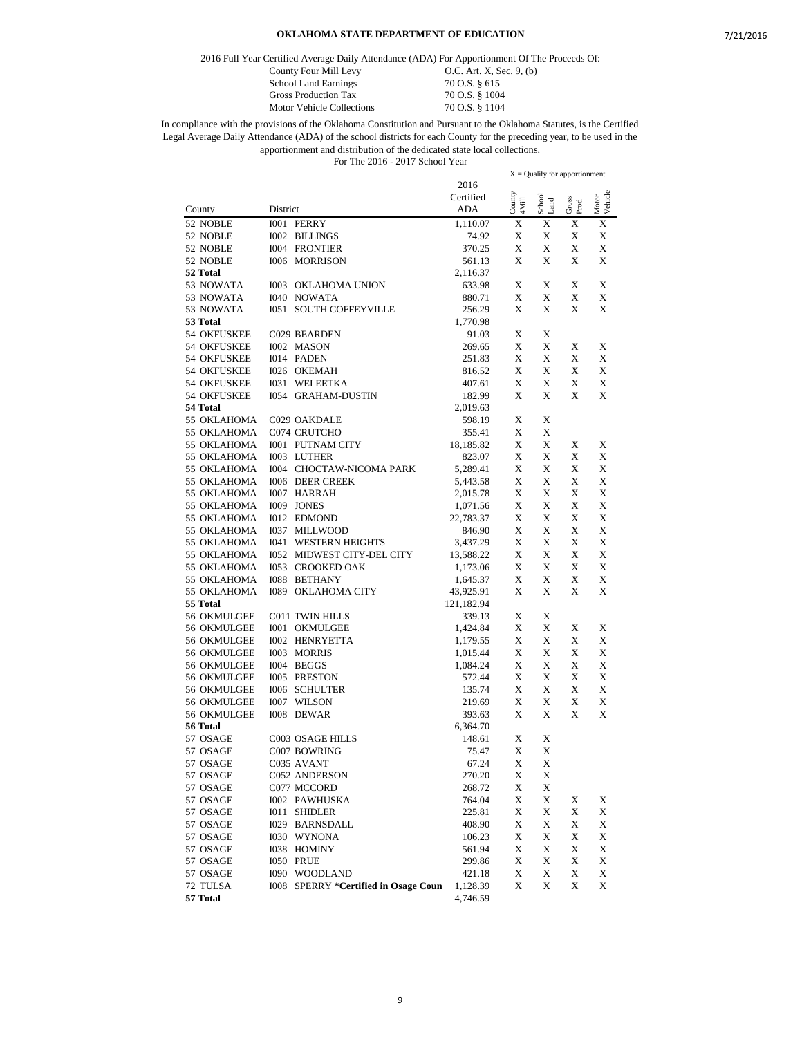# OKLAHOMA STATE DEPARTMENT OF EDUCATION

2016 Full Year Certified Average Daily Attendance (ADA) For Apportionment Of The Proceeds Of:

| | |
|---|---|
| County Four Mill Levy | O.C. Art. X, Sec. 9, (b) |
| School Land Earnings | 70 O.S. § 615 |
| Gross Production Tax | 70 O.S. § 1004 |
| Motor Vehicle Collections | 70 O.S. § 1104 |

In compliance with the provisions of the Oklahoma Constitution and Pursuant to the Oklahoma Statutes, is the Certified Legal Average Daily Attendance (ADA) of the school districts for each County for the preceding year, to be used in the apportionment and distribution of the dedicated state local collections.

For The 2016 - 2017 School Year

X = Qualify for apportionment

| County | District | | 2016 Certified ADA | County 4Mill | School Land | Gross Prod | Motor Vehicle |
|---|---|---|---|---|---|---|---|
| 52 NOBLE | I001 | PERRY | 1,110.07 | X | X | X | X |
| 52 NOBLE | I002 | BILLINGS | 74.92 | X | X | X | X |
| 52 NOBLE | I004 | FRONTIER | 370.25 | X | X | X | X |
| 52 NOBLE | I006 | MORRISON | 561.13 | X | X | X | X |
| **52 Total** | | | 2,116.37 | | | | |
| 53 NOWATA | I003 | OKLAHOMA UNION | 633.98 | X | X | X | X |
| 53 NOWATA | I040 | NOWATA | 880.71 | X | X | X | X |
| 53 NOWATA | I051 | SOUTH COFFEYVILLE | 256.29 | X | X | X | X |
| **53 Total** | | | 1,770.98 | | | | |
| 54 OKFUSKEE | C029 | BEARDEN | 91.03 | X | X | | |
| 54 OKFUSKEE | I002 | MASON | 269.65 | X | X | X | X |
| 54 OKFUSKEE | I014 | PADEN | 251.83 | X | X | X | X |
| 54 OKFUSKEE | I026 | OKEMAH | 816.52 | X | X | X | X |
| 54 OKFUSKEE | I031 | WELEETKA | 407.61 | X | X | X | X |
| 54 OKFUSKEE | I054 | GRAHAM-DUSTIN | 182.99 | X | X | X | X |
| **54 Total** | | | 2,019.63 | | | | |
| 55 OKLAHOMA | C029 | OAKDALE | 598.19 | X | X | | |
| 55 OKLAHOMA | C074 | CRUTCHO | 355.41 | X | X | | |
| 55 OKLAHOMA | I001 | PUTNAM CITY | 18,185.82 | X | X | X | X |
| 55 OKLAHOMA | I003 | LUTHER | 823.07 | X | X | X | X |
| 55 OKLAHOMA | I004 | CHOCTAW-NICOMA PARK | 5,289.41 | X | X | X | X |
| 55 OKLAHOMA | I006 | DEER CREEK | 5,443.58 | X | X | X | X |
| 55 OKLAHOMA | I007 | HARRAH | 2,015.78 | X | X | X | X |
| 55 OKLAHOMA | I009 | JONES | 1,071.56 | X | X | X | X |
| 55 OKLAHOMA | I012 | EDMOND | 22,783.37 | X | X | X | X |
| 55 OKLAHOMA | I037 | MILLWOOD | 846.90 | X | X | X | X |
| 55 OKLAHOMA | I041 | WESTERN HEIGHTS | 3,437.29 | X | X | X | X |
| 55 OKLAHOMA | I052 | MIDWEST CITY-DEL CITY | 13,588.22 | X | X | X | X |
| 55 OKLAHOMA | I053 | CROOKED OAK | 1,173.06 | X | X | X | X |
| 55 OKLAHOMA | I088 | BETHANY | 1,645.37 | X | X | X | X |
| 55 OKLAHOMA | I089 | OKLAHOMA CITY | 43,925.91 | X | X | X | X |
| **55 Total** | | | 121,182.94 | | | | |
| 56 OKMULGEE | C011 | TWIN HILLS | 339.13 | X | X | | |
| 56 OKMULGEE | I001 | OKMULGEE | 1,424.84 | X | X | X | X |
| 56 OKMULGEE | I002 | HENRYETTA | 1,179.55 | X | X | X | X |
| 56 OKMULGEE | I003 | MORRIS | 1,015.44 | X | X | X | X |
| 56 OKMULGEE | I004 | BEGGS | 1,084.24 | X | X | X | X |
| 56 OKMULGEE | I005 | PRESTON | 572.44 | X | X | X | X |
| 56 OKMULGEE | I006 | SCHULTER | 135.74 | X | X | X | X |
| 56 OKMULGEE | I007 | WILSON | 219.69 | X | X | X | X |
| 56 OKMULGEE | I008 | DEWAR | 393.63 | X | X | X | X |
| **56 Total** | | | 6,364.70 | | | | |
| 57 OSAGE | C003 | OSAGE HILLS | 148.61 | X | X | | |
| 57 OSAGE | C007 | BOWRING | 75.47 | X | X | | |
| 57 OSAGE | C035 | AVANT | 67.24 | X | X | | |
| 57 OSAGE | C052 | ANDERSON | 270.20 | X | X | | |
| 57 OSAGE | C077 | MCCORD | 268.72 | X | X | | |
| 57 OSAGE | I002 | PAWHUSKA | 764.04 | X | X | X | X |
| 57 OSAGE | I011 | SHIDLER | 225.81 | X | X | X | X |
| 57 OSAGE | I029 | BARNSDALL | 408.90 | X | X | X | X |
| 57 OSAGE | I030 | WYNONA | 106.23 | X | X | X | X |
| 57 OSAGE | I038 | HOMINY | 561.94 | X | X | X | X |
| 57 OSAGE | I050 | PRUE | 299.86 | X | X | X | X |
| 57 OSAGE | I090 | WOODLAND | 421.18 | X | X | X | X |
| 72 TULSA | I008 | SPERRY **\*Certified in Osage Coun** | 1,128.39 | X | X | X | X |
| **57 Total** | | | 4,746.59 | | | | |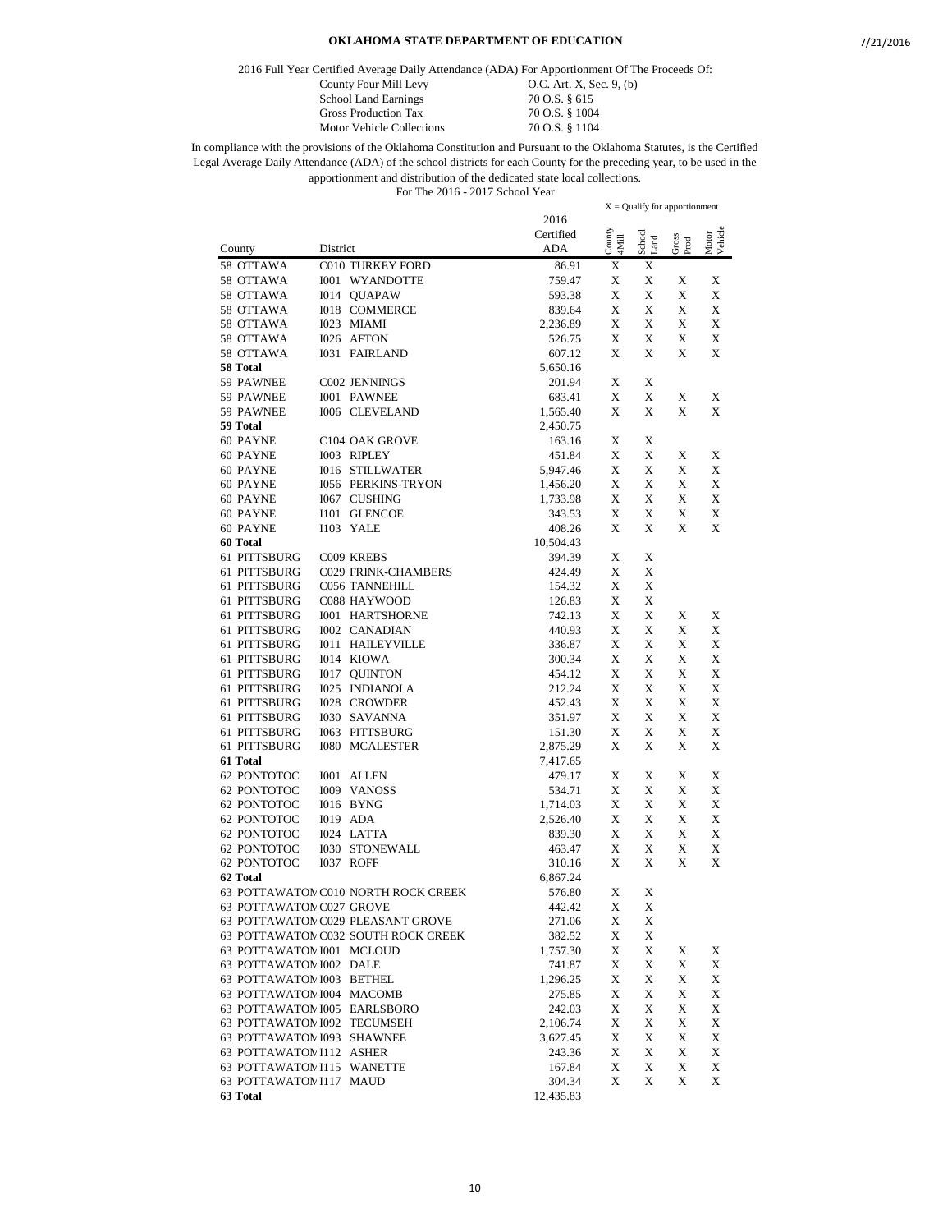# OKLAHOMA STATE DEPARTMENT OF EDUCATION

2016 Full Year Certified Average Daily Attendance (ADA) For Apportionment Of The Proceeds Of:

| | |
|---|---|
| County Four Mill Levy | O.C. Art. X, Sec. 9, (b) |
| School Land Earnings | 70 O.S. § 615 |
| Gross Production Tax | 70 O.S. § 1004 |
| Motor Vehicle Collections | 70 O.S. § 1104 |

In compliance with the provisions of the Oklahoma Constitution and Pursuant to the Oklahoma Statutes, is the Certified Legal Average Daily Attendance (ADA) of the school districts for each County for the preceding year, to be used in the apportionment and distribution of the dedicated state local collections.

For The 2016 - 2017 School Year

X = Qualify for apportionment

| County | District | 2016 Certified ADA | County 4Mill | School Land | Gross Prod | Motor Vehicle |
|---|---|---|---|---|---|---|
| 58 OTTAWA | C010 TURKEY FORD | 86.91 | X | X | | |
| 58 OTTAWA | I001 WYANDOTTE | 759.47 | X | X | X | X |
| 58 OTTAWA | I014 QUAPAW | 593.38 | X | X | X | X |
| 58 OTTAWA | I018 COMMERCE | 839.64 | X | X | X | X |
| 58 OTTAWA | I023 MIAMI | 2,236.89 | X | X | X | X |
| 58 OTTAWA | I026 AFTON | 526.75 | X | X | X | X |
| 58 OTTAWA | I031 FAIRLAND | 607.12 | X | X | X | X |
| **58 Total** | | 5,650.16 | | | | |
| 59 PAWNEE | C002 JENNINGS | 201.94 | X | X | | |
| 59 PAWNEE | I001 PAWNEE | 683.41 | X | X | X | X |
| 59 PAWNEE | I006 CLEVELAND | 1,565.40 | X | X | X | X |
| **59 Total** | | 2,450.75 | | | | |
| 60 PAYNE | C104 OAK GROVE | 163.16 | X | X | | |
| 60 PAYNE | I003 RIPLEY | 451.84 | X | X | X | X |
| 60 PAYNE | I016 STILLWATER | 5,947.46 | X | X | X | X |
| 60 PAYNE | I056 PERKINS-TRYON | 1,456.20 | X | X | X | X |
| 60 PAYNE | I067 CUSHING | 1,733.98 | X | X | X | X |
| 60 PAYNE | I101 GLENCOE | 343.53 | X | X | X | X |
| 60 PAYNE | I103 YALE | 408.26 | X | X | X | X |
| **60 Total** | | 10,504.43 | | | | |
| 61 PITTSBURG | C009 KREBS | 394.39 | X | X | | |
| 61 PITTSBURG | C029 FRINK-CHAMBERS | 424.49 | X | X | | |
| 61 PITTSBURG | C056 TANNEHILL | 154.32 | X | X | | |
| 61 PITTSBURG | C088 HAYWOOD | 126.83 | X | X | | |
| 61 PITTSBURG | I001 HARTSHORNE | 742.13 | X | X | X | X |
| 61 PITTSBURG | I002 CANADIAN | 440.93 | X | X | X | X |
| 61 PITTSBURG | I011 HAILEYVILLE | 336.87 | X | X | X | X |
| 61 PITTSBURG | I014 KIOWA | 300.34 | X | X | X | X |
| 61 PITTSBURG | I017 QUINTON | 454.12 | X | X | X | X |
| 61 PITTSBURG | I025 INDIANOLA | 212.24 | X | X | X | X |
| 61 PITTSBURG | I028 CROWDER | 452.43 | X | X | X | X |
| 61 PITTSBURG | I030 SAVANNA | 351.97 | X | X | X | X |
| 61 PITTSBURG | I063 PITTSBURG | 151.30 | X | X | X | X |
| 61 PITTSBURG | I080 MCALESTER | 2,875.29 | X | X | X | X |
| **61 Total** | | 7,417.65 | | | | |
| 62 PONTOTOC | I001 ALLEN | 479.17 | X | X | X | X |
| 62 PONTOTOC | I009 VANOSS | 534.71 | X | X | X | X |
| 62 PONTOTOC | I016 BYNG | 1,714.03 | X | X | X | X |
| 62 PONTOTOC | I019 ADA | 2,526.40 | X | X | X | X |
| 62 PONTOTOC | I024 LATTA | 839.30 | X | X | X | X |
| 62 PONTOTOC | I030 STONEWALL | 463.47 | X | X | X | X |
| 62 PONTOTOC | I037 ROFF | 310.16 | X | X | X | X |
| **62 Total** | | 6,867.24 | | | | |
| 63 POTTAWATOMIE | C010 NORTH ROCK CREEK | 576.80 | X | X | | |
| 63 POTTAWATOMIE | C027 GROVE | 442.42 | X | X | | |
| 63 POTTAWATOMIE | C029 PLEASANT GROVE | 271.06 | X | X | | |
| 63 POTTAWATOMIE | C032 SOUTH ROCK CREEK | 382.52 | X | X | | |
| 63 POTTAWATOMIE | I001 MCLOUD | 1,757.30 | X | X | X | X |
| 63 POTTAWATOMIE | I002 DALE | 741.87 | X | X | X | X |
| 63 POTTAWATOMIE | I003 BETHEL | 1,296.25 | X | X | X | X |
| 63 POTTAWATOMIE | I004 MACOMB | 275.85 | X | X | X | X |
| 63 POTTAWATOMIE | I005 EARLSBORO | 242.03 | X | X | X | X |
| 63 POTTAWATOMIE | I092 TECUMSEH | 2,106.74 | X | X | X | X |
| 63 POTTAWATOMIE | I093 SHAWNEE | 3,627.45 | X | X | X | X |
| 63 POTTAWATOMIE | I112 ASHER | 243.36 | X | X | X | X |
| 63 POTTAWATOMIE | I115 WANETTE | 167.84 | X | X | X | X |
| 63 POTTAWATOMIE | I117 MAUD | 304.34 | X | X | X | X |
| **63 Total** | | 12,435.83 | | | | |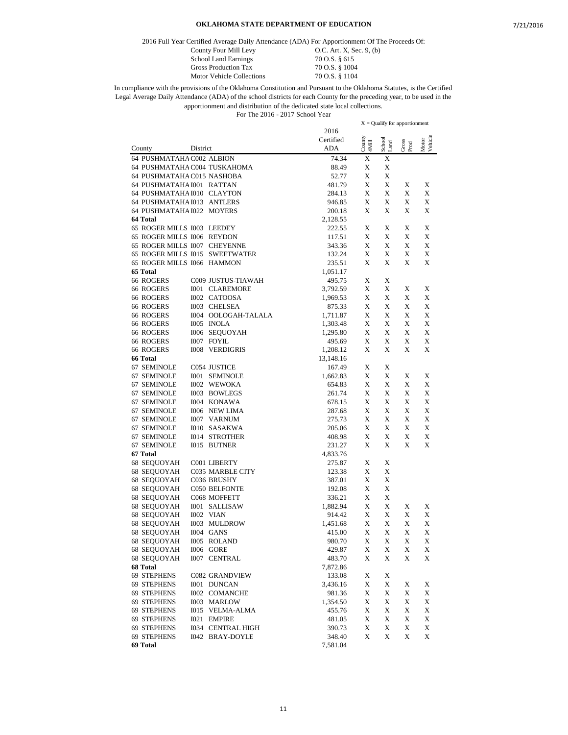## OKLAHOMA STATE DEPARTMENT OF EDUCATION

2016 Full Year Certified Average Daily Attendance (ADA) For Apportionment Of The Proceeds Of:

| | |
|---|---|
| County Four Mill Levy | O.C. Art. X, Sec. 9, (b) |
| School Land Earnings | 70 O.S. § 615 |
| Gross Production Tax | 70 O.S. § 1004 |
| Motor Vehicle Collections | 70 O.S. § 1104 |

In compliance with the provisions of the Oklahoma Constitution and Pursuant to the Oklahoma Statutes, is the Certified Legal Average Daily Attendance (ADA) of the school districts for each County for the preceding year, to be used in the apportionment and distribution of the dedicated state local collections.

For The 2016 - 2017 School Year

X = Qualify for apportionment

| County | District | 2016 Certified ADA | County 4Mill | School Land | Gross Prod | Motor Vehicle |
|---|---|---|---|---|---|---|
| 64 PUSHMATAHA | C002 ALBION | 74.34 | X | X | | |
| 64 PUSHMATAHA | C004 TUSKAHOMA | 88.49 | X | X | | |
| 64 PUSHMATAHA | C015 NASHOBA | 52.77 | X | X | | |
| 64 PUSHMATAHA | I001 RATTAN | 481.79 | X | X | X | X |
| 64 PUSHMATAHA | I010 CLAYTON | 284.13 | X | X | X | X |
| 64 PUSHMATAHA | I013 ANTLERS | 946.85 | X | X | X | X |
| 64 PUSHMATAHA | I022 MOYERS | 200.18 | X | X | X | X |
| **64 Total** | | 2,128.55 | | | | |
| 65 ROGER MILLS | I003 LEEDEY | 222.55 | X | X | X | X |
| 65 ROGER MILLS | I006 REYDON | 117.51 | X | X | X | X |
| 65 ROGER MILLS | I007 CHEYENNE | 343.36 | X | X | X | X |
| 65 ROGER MILLS | I015 SWEETWATER | 132.24 | X | X | X | X |
| 65 ROGER MILLS | I066 HAMMON | 235.51 | X | X | X | X |
| **65 Total** | | 1,051.17 | | | | |
| 66 ROGERS | C009 JUSTUS-TIAWAH | 495.75 | X | X | | |
| 66 ROGERS | I001 CLAREMORE | 3,792.59 | X | X | X | X |
| 66 ROGERS | I002 CATOOSA | 1,969.53 | X | X | X | X |
| 66 ROGERS | I003 CHELSEA | 875.33 | X | X | X | X |
| 66 ROGERS | I004 OOLOGAH-TALALA | 1,711.87 | X | X | X | X |
| 66 ROGERS | I005 INOLA | 1,303.48 | X | X | X | X |
| 66 ROGERS | I006 SEQUOYAH | 1,295.80 | X | X | X | X |
| 66 ROGERS | I007 FOYIL | 495.69 | X | X | X | X |
| 66 ROGERS | I008 VERDIGRIS | 1,208.12 | X | X | X | X |
| **66 Total** | | 13,148.16 | | | | |
| 67 SEMINOLE | C054 JUSTICE | 167.49 | X | X | | |
| 67 SEMINOLE | I001 SEMINOLE | 1,662.83 | X | X | X | X |
| 67 SEMINOLE | I002 WEWOKA | 654.83 | X | X | X | X |
| 67 SEMINOLE | I003 BOWLEGS | 261.74 | X | X | X | X |
| 67 SEMINOLE | I004 KONAWA | 678.15 | X | X | X | X |
| 67 SEMINOLE | I006 NEW LIMA | 287.68 | X | X | X | X |
| 67 SEMINOLE | I007 VARNUM | 275.73 | X | X | X | X |
| 67 SEMINOLE | I010 SASAKWA | 205.06 | X | X | X | X |
| 67 SEMINOLE | I014 STROTHER | 408.98 | X | X | X | X |
| 67 SEMINOLE | I015 BUTNER | 231.27 | X | X | X | X |
| **67 Total** | | 4,833.76 | | | | |
| 68 SEQUOYAH | C001 LIBERTY | 275.87 | X | X | | |
| 68 SEQUOYAH | C035 MARBLE CITY | 123.38 | X | X | | |
| 68 SEQUOYAH | C036 BRUSHY | 387.01 | X | X | | |
| 68 SEQUOYAH | C050 BELFONTE | 192.08 | X | X | | |
| 68 SEQUOYAH | C068 MOFFETT | 336.21 | X | X | | |
| 68 SEQUOYAH | I001 SALLISAW | 1,882.94 | X | X | X | X |
| 68 SEQUOYAH | I002 VIAN | 914.42 | X | X | X | X |
| 68 SEQUOYAH | I003 MULDROW | 1,451.68 | X | X | X | X |
| 68 SEQUOYAH | I004 GANS | 415.00 | X | X | X | X |
| 68 SEQUOYAH | I005 ROLAND | 980.70 | X | X | X | X |
| 68 SEQUOYAH | I006 GORE | 429.87 | X | X | X | X |
| 68 SEQUOYAH | I007 CENTRAL | 483.70 | X | X | X | X |
| **68 Total** | | 7,872.86 | | | | |
| 69 STEPHENS | C082 GRANDVIEW | 133.08 | X | X | | |
| 69 STEPHENS | I001 DUNCAN | 3,436.16 | X | X | X | X |
| 69 STEPHENS | I002 COMANCHE | 981.36 | X | X | X | X |
| 69 STEPHENS | I003 MARLOW | 1,354.50 | X | X | X | X |
| 69 STEPHENS | I015 VELMA-ALMA | 455.76 | X | X | X | X |
| 69 STEPHENS | I021 EMPIRE | 481.05 | X | X | X | X |
| 69 STEPHENS | I034 CENTRAL HIGH | 390.73 | X | X | X | X |
| 69 STEPHENS | I042 BRAY-DOYLE | 348.40 | X | X | X | X |
| **69 Total** | | 7,581.04 | | | | |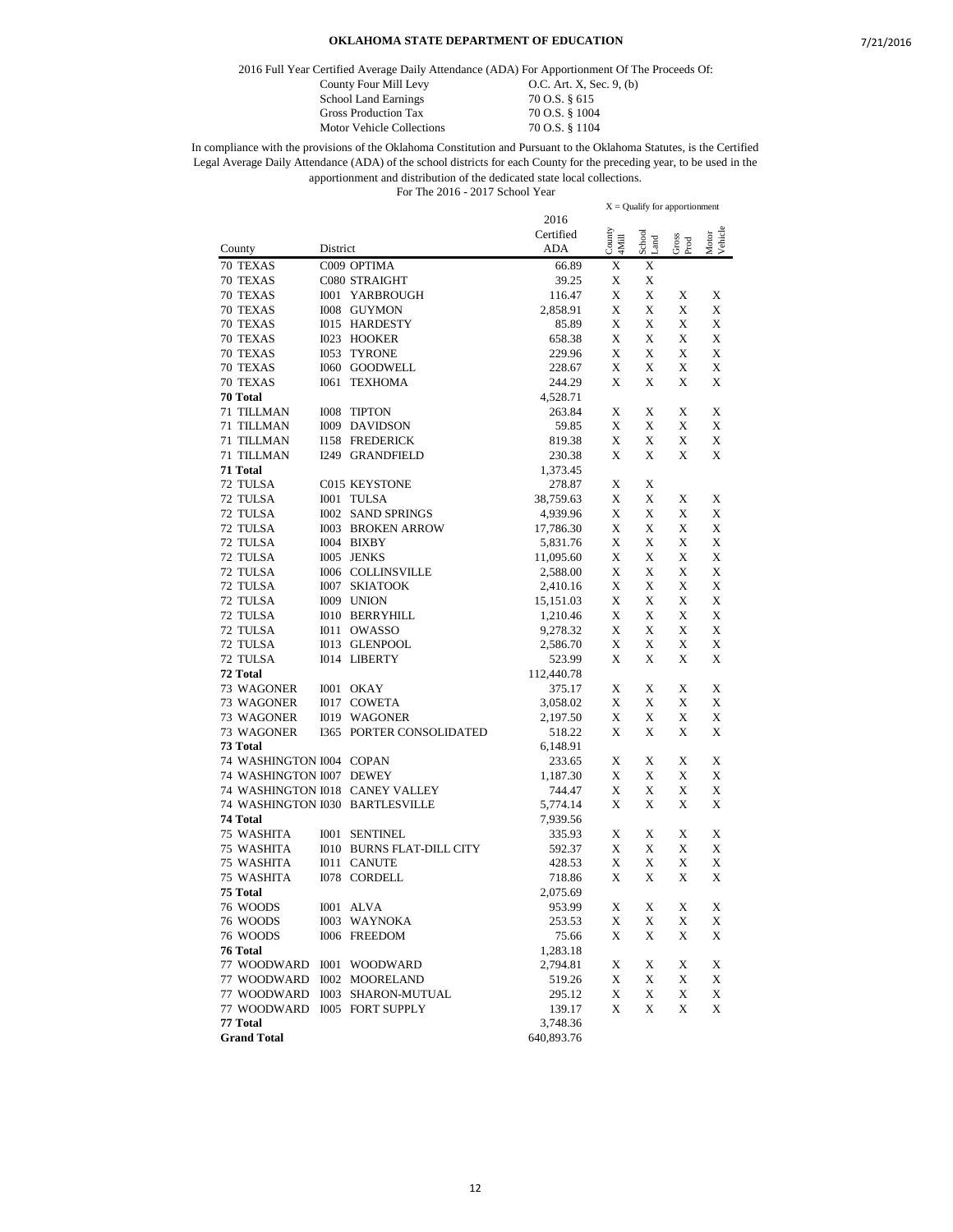**OKLAHOMA STATE DEPARTMENT OF EDUCATION**

2016 Full Year Certified Average Daily Attendance (ADA) For Apportionment Of The Proceeds Of:

| | |
|---|---|
| County Four Mill Levy | O.C. Art. X, Sec. 9, (b) |
| School Land Earnings | 70 O.S. § 615 |
| Gross Production Tax | 70 O.S. § 1004 |
| Motor Vehicle Collections | 70 O.S. § 1104 |

In compliance with the provisions of the Oklahoma Constitution and Pursuant to the Oklahoma Statutes, is the Certified Legal Average Daily Attendance (ADA) of the school districts for each County for the preceding year, to be used in the apportionment and distribution of the dedicated state local collections.

For The 2016 - 2017 School Year

X = Qualify for apportionment

| County | District | 2016 Certified ADA | County 4Mill | School Land | Gross Prod | Motor Vehicle |
|---|---|---|---|---|---|---|
| 70 TEXAS | C009 OPTIMA | 66.89 | X | X | | |
| 70 TEXAS | C080 STRAIGHT | 39.25 | X | X | | |
| 70 TEXAS | I001 YARBROUGH | 116.47 | X | X | X | X |
| 70 TEXAS | I008 GUYMON | 2,858.91 | X | X | X | X |
| 70 TEXAS | I015 HARDESTY | 85.89 | X | X | X | X |
| 70 TEXAS | I023 HOOKER | 658.38 | X | X | X | X |
| 70 TEXAS | I053 TYRONE | 229.96 | X | X | X | X |
| 70 TEXAS | I060 GOODWELL | 228.67 | X | X | X | X |
| 70 TEXAS | I061 TEXHOMA | 244.29 | X | X | X | X |
| **70 Total** | | 4,528.71 | | | | |
| 71 TILLMAN | I008 TIPTON | 263.84 | X | X | X | X |
| 71 TILLMAN | I009 DAVIDSON | 59.85 | X | X | X | X |
| 71 TILLMAN | I158 FREDERICK | 819.38 | X | X | X | X |
| 71 TILLMAN | I249 GRANDFIELD | 230.38 | X | X | X | X |
| **71 Total** | | 1,373.45 | | | | |
| 72 TULSA | C015 KEYSTONE | 278.87 | X | X | | |
| 72 TULSA | I001 TULSA | 38,759.63 | X | X | X | X |
| 72 TULSA | I002 SAND SPRINGS | 4,939.96 | X | X | X | X |
| 72 TULSA | I003 BROKEN ARROW | 17,786.30 | X | X | X | X |
| 72 TULSA | I004 BIXBY | 5,831.76 | X | X | X | X |
| 72 TULSA | I005 JENKS | 11,095.60 | X | X | X | X |
| 72 TULSA | I006 COLLINSVILLE | 2,588.00 | X | X | X | X |
| 72 TULSA | I007 SKIATOOK | 2,410.16 | X | X | X | X |
| 72 TULSA | I009 UNION | 15,151.03 | X | X | X | X |
| 72 TULSA | I010 BERRYHILL | 1,210.46 | X | X | X | X |
| 72 TULSA | I011 OWASSO | 9,278.32 | X | X | X | X |
| 72 TULSA | I013 GLENPOOL | 2,586.70 | X | X | X | X |
| 72 TULSA | I014 LIBERTY | 523.99 | X | X | X | X |
| **72 Total** | | 112,440.78 | | | | |
| 73 WAGONER | I001 OKAY | 375.17 | X | X | X | X |
| 73 WAGONER | I017 COWETA | 3,058.02 | X | X | X | X |
| 73 WAGONER | I019 WAGONER | 2,197.50 | X | X | X | X |
| 73 WAGONER | I365 PORTER CONSOLIDATED | 518.22 | X | X | X | X |
| **73 Total** | | 6,148.91 | | | | |
| 74 WASHINGTON | I004 COPAN | 233.65 | X | X | X | X |
| 74 WASHINGTON | I007 DEWEY | 1,187.30 | X | X | X | X |
| 74 WASHINGTON | I018 CANEY VALLEY | 744.47 | X | X | X | X |
| 74 WASHINGTON | I030 BARTLESVILLE | 5,774.14 | X | X | X | X |
| **74 Total** | | 7,939.56 | | | | |
| 75 WASHITA | I001 SENTINEL | 335.93 | X | X | X | X |
| 75 WASHITA | I010 BURNS FLAT-DILL CITY | 592.37 | X | X | X | X |
| 75 WASHITA | I011 CANUTE | 428.53 | X | X | X | X |
| 75 WASHITA | I078 CORDELL | 718.86 | X | X | X | X |
| **75 Total** | | 2,075.69 | | | | |
| 76 WOODS | I001 ALVA | 953.99 | X | X | X | X |
| 76 WOODS | I003 WAYNOKA | 253.53 | X | X | X | X |
| 76 WOODS | I006 FREEDOM | 75.66 | X | X | X | X |
| **76 Total** | | 1,283.18 | | | | |
| 77 WOODWARD | I001 WOODWARD | 2,794.81 | X | X | X | X |
| 77 WOODWARD | I002 MOORELAND | 519.26 | X | X | X | X |
| 77 WOODWARD | I003 SHARON-MUTUAL | 295.12 | X | X | X | X |
| 77 WOODWARD | I005 FORT SUPPLY | 139.17 | X | X | X | X |
| **77 Total** | | 3,748.36 | | | | |
| **Grand Total** | | 640,893.76 | | | | |